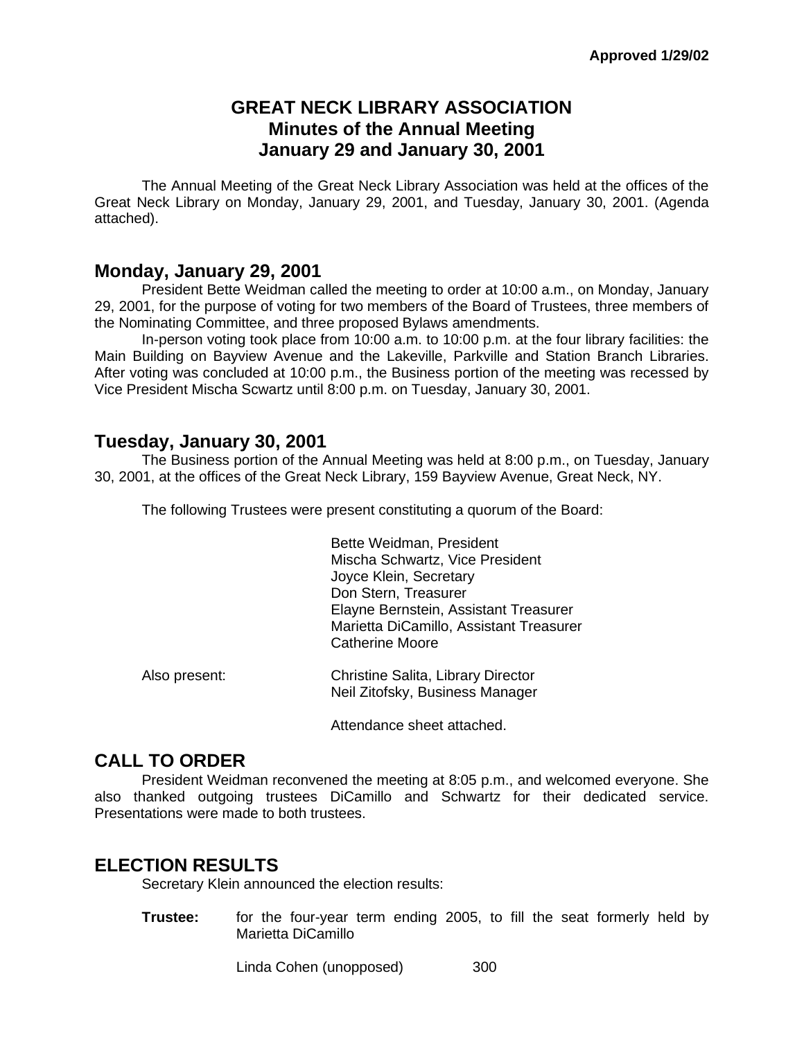Approved 1/29/02

# GREAT NECK LIBRARY ASSOCIATION
## Minutes of the Annual Meeting
## January 29 and January 30, 2001

The Annual Meeting of the Great Neck Library Association was held at the offices of the Great Neck Library on Monday, January 29, 2001, and Tuesday, January 30, 2001. (Agenda attached).

## Monday, January 29, 2001

President Bette Weidman called the meeting to order at 10:00 a.m., on Monday, January 29, 2001, for the purpose of voting for two members of the Board of Trustees, three members of the Nominating Committee, and three proposed Bylaws amendments.

In-person voting took place from 10:00 a.m. to 10:00 p.m. at the four library facilities: the Main Building on Bayview Avenue and the Lakeville, Parkville and Station Branch Libraries. After voting was concluded at 10:00 p.m., the Business portion of the meeting was recessed by Vice President Mischa Scwartz until 8:00 p.m. on Tuesday, January 30, 2001.

## Tuesday, January 30, 2001

The Business portion of the Annual Meeting was held at 8:00 p.m., on Tuesday, January 30, 2001, at the offices of the Great Neck Library, 159 Bayview Avenue, Great Neck, NY.

The following Trustees were present constituting a quorum of the Board:

Bette Weidman, President
Mischa Schwartz, Vice President
Joyce Klein, Secretary
Don Stern, Treasurer
Elayne Bernstein, Assistant Treasurer
Marietta DiCamillo, Assistant Treasurer
Catherine Moore

Also present:

Christine Salita, Library Director
Neil Zitofsky, Business Manager

Attendance sheet attached.

## CALL TO ORDER

President Weidman reconvened the meeting at 8:05 p.m., and welcomed everyone. She also thanked outgoing trustees DiCamillo and Schwartz for their dedicated service. Presentations were made to both trustees.

## ELECTION RESULTS

Secretary Klein announced the election results:

**Trustee:** for the four-year term ending 2005, to fill the seat formerly held by Marietta DiCamillo

Linda Cohen (unopposed) 300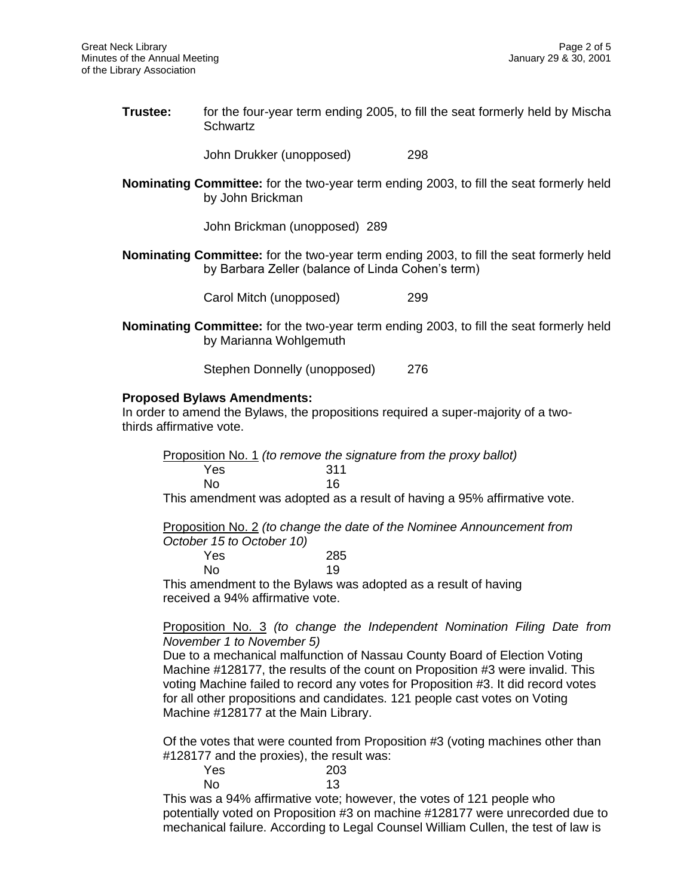**Trustee:** for the four-year term ending 2005, to fill the seat formerly held by Mischa Schwartz

John Drukker (unopposed) 298

**Nominating Committee:** for the two-year term ending 2003, to fill the seat formerly held by John Brickman

John Brickman (unopposed) 289

**Nominating Committee:** for the two-year term ending 2003, to fill the seat formerly held by Barbara Zeller (balance of Linda Cohen's term)

Carol Mitch (unopposed) 299

**Nominating Committee:** for the two-year term ending 2003, to fill the seat formerly held by Marianna Wohlgemuth

Stephen Donnelly (unopposed) 276

**Proposed Bylaws Amendments:**

In order to amend the Bylaws, the propositions required a super-majority of a two-thirds affirmative vote.

Proposition No. 1 *(to remove the signature from the proxy ballot)*

| | |
|---|---|
| Yes | 311 |
| No | 16 |

This amendment was adopted as a result of having a 95% affirmative vote.

Proposition No. 2 *(to change the date of the Nominee Announcement from October 15 to October 10)*

| | |
|---|---|
| Yes | 285 |
| No | 19 |

This amendment to the Bylaws was adopted as a result of having received a 94% affirmative vote.

Proposition No. 3 *(to change the Independent Nomination Filing Date from November 1 to November 5)*

Due to a mechanical malfunction of Nassau County Board of Election Voting Machine #128177, the results of the count on Proposition #3 were invalid. This voting Machine failed to record any votes for Proposition #3. It did record votes for all other propositions and candidates. 121 people cast votes on Voting Machine #128177 at the Main Library.

Of the votes that were counted from Proposition #3 (voting machines other than #128177 and the proxies), the result was:

| | |
|---|---|
| Yes | 203 |
| No | 13 |

This was a 94% affirmative vote; however, the votes of 121 people who potentially voted on Proposition #3 on machine #128177 were unrecorded due to mechanical failure. According to Legal Counsel William Cullen, the test of law is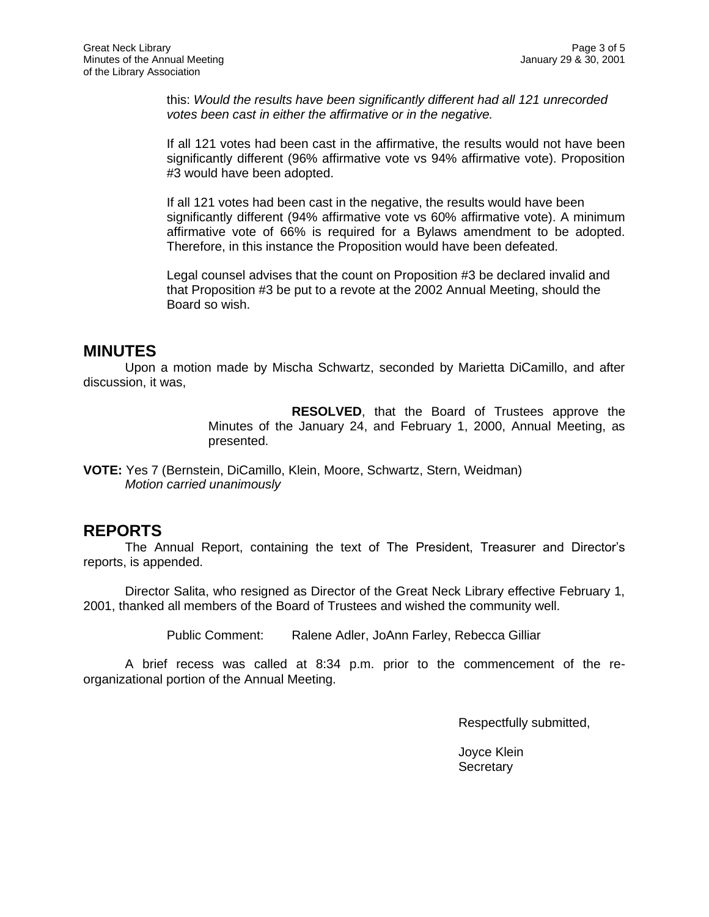this: *Would the results have been significantly different had all 121 unrecorded votes been cast in either the affirmative or in the negative.*

If all 121 votes had been cast in the affirmative, the results would not have been significantly different (96% affirmative vote vs 94% affirmative vote). Proposition #3 would have been adopted.

If all 121 votes had been cast in the negative, the results would have been significantly different (94% affirmative vote vs 60% affirmative vote). A minimum affirmative vote of 66% is required for a Bylaws amendment to be adopted. Therefore, in this instance the Proposition would have been defeated.

Legal counsel advises that the count on Proposition #3 be declared invalid and that Proposition #3 be put to a revote at the 2002 Annual Meeting, should the Board so wish.

## MINUTES

Upon a motion made by Mischa Schwartz, seconded by Marietta DiCamillo, and after discussion, it was,

> **RESOLVED**, that the Board of Trustees approve the Minutes of the January 24, and February 1, 2000, Annual Meeting, as presented.

**VOTE:** Yes 7 (Bernstein, DiCamillo, Klein, Moore, Schwartz, Stern, Weidman)
*Motion carried unanimously*

## REPORTS

The Annual Report, containing the text of The President, Treasurer and Director's reports, is appended.

Director Salita, who resigned as Director of the Great Neck Library effective February 1, 2001, thanked all members of the Board of Trustees and wished the community well.

Public Comment: Ralene Adler, JoAnn Farley, Rebecca Gilliar

A brief recess was called at 8:34 p.m. prior to the commencement of the re-organizational portion of the Annual Meeting.

Respectfully submitted,

Joyce Klein
Secretary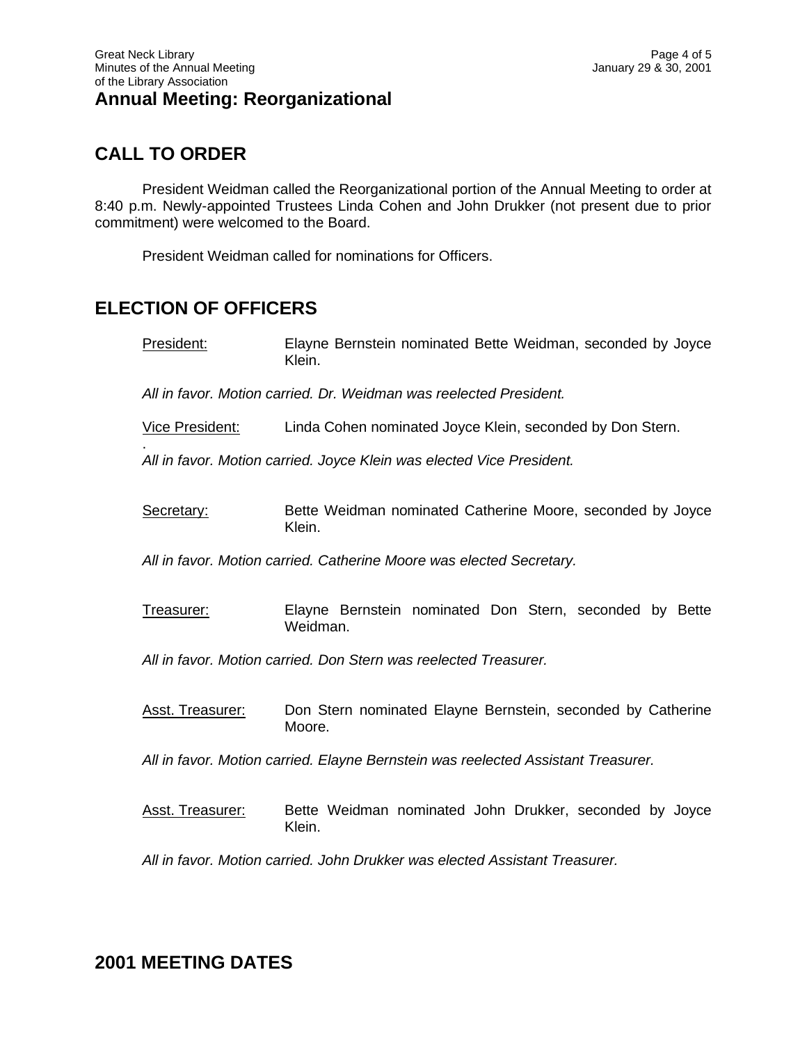# Annual Meeting: Reorganizational

## CALL TO ORDER

President Weidman called the Reorganizational portion of the Annual Meeting to order at 8:40 p.m. Newly-appointed Trustees Linda Cohen and John Drukker (not present due to prior commitment) were welcomed to the Board.

President Weidman called for nominations for Officers.

## ELECTION OF OFFICERS

President: Elayne Bernstein nominated Bette Weidman, seconded by Joyce Klein.

*All in favor. Motion carried. Dr. Weidman was reelected President.*

Vice President: Linda Cohen nominated Joyce Klein, seconded by Don Stern.

*All in favor. Motion carried. Joyce Klein was elected Vice President.*

Secretary: Bette Weidman nominated Catherine Moore, seconded by Joyce Klein.

*All in favor. Motion carried. Catherine Moore was elected Secretary.*

Treasurer: Elayne Bernstein nominated Don Stern, seconded by Bette Weidman.

*All in favor. Motion carried. Don Stern was reelected Treasurer.*

Asst. Treasurer: Don Stern nominated Elayne Bernstein, seconded by Catherine Moore.

*All in favor. Motion carried. Elayne Bernstein was reelected Assistant Treasurer.*

Asst. Treasurer: Bette Weidman nominated John Drukker, seconded by Joyce Klein.

*All in favor. Motion carried. John Drukker was elected Assistant Treasurer.*

## 2001 MEETING DATES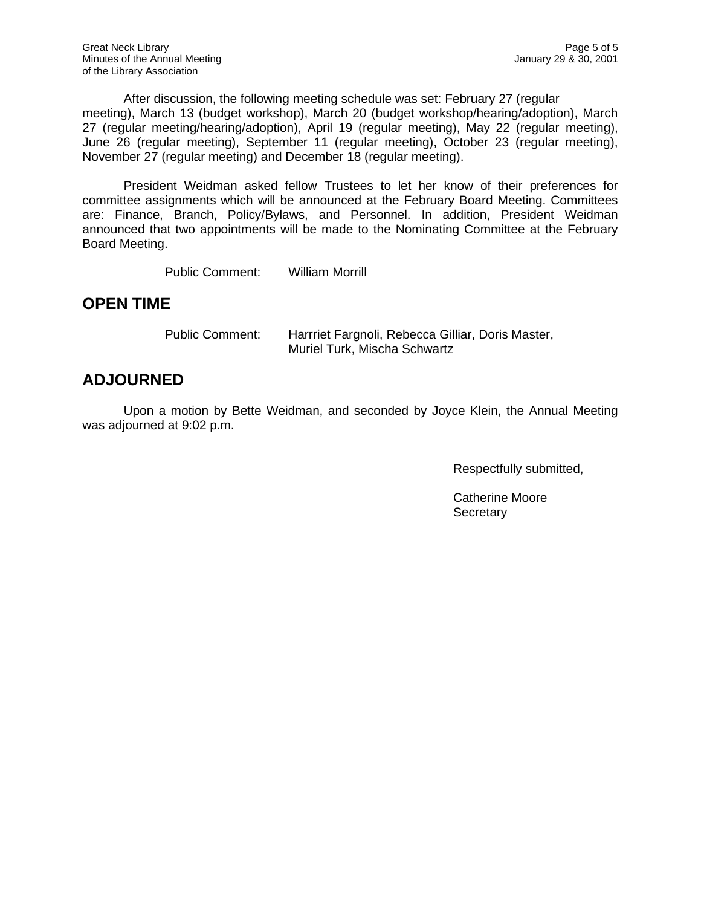After discussion, the following meeting schedule was set: February 27 (regular meeting), March 13 (budget workshop), March 20 (budget workshop/hearing/adoption), March 27 (regular meeting/hearing/adoption), April 19 (regular meeting), May 22 (regular meeting), June 26 (regular meeting), September 11 (regular meeting), October 23 (regular meeting), November 27 (regular meeting) and December 18 (regular meeting).

President Weidman asked fellow Trustees to let her know of their preferences for committee assignments which will be announced at the February Board Meeting. Committees are: Finance, Branch, Policy/Bylaws, and Personnel. In addition, President Weidman announced that two appointments will be made to the Nominating Committee at the February Board Meeting.

Public Comment: William Morrill

## OPEN TIME

Public Comment: Harrriet Fargnoli, Rebecca Gilliar, Doris Master, Muriel Turk, Mischa Schwartz

## ADJOURNED

Upon a motion by Bette Weidman, and seconded by Joyce Klein, the Annual Meeting was adjourned at 9:02 p.m.

Respectfully submitted,

Catherine Moore
Secretary